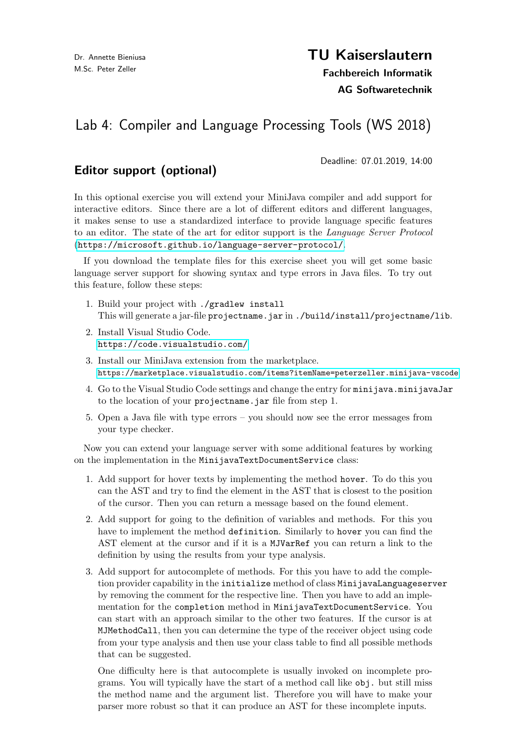Dr. Annette Bieniusa
M.Sc. Peter Zeller

**TU Kaiserslautern**
**Fachbereich Informatik**
**AG Softwaretechnik**

# Lab 4: Compiler and Language Processing Tools (WS 2018)

Deadline: 07.01.2019, 14:00

## Editor support (optional)

In this optional exercise you will extend your MiniJava compiler and add support for interactive editors. Since there are a lot of different editors and different languages, it makes sense to use a standardized interface to provide language specific features to an editor. The state of the art for editor support is the *Language Server Protocol* (`https://microsoft.github.io/language-server-protocol/`.

If you download the template files for this exercise sheet you will get some basic language server support for showing syntax and type errors in Java files. To try out this feature, follow these steps:

1. Build your project with `./gradlew install`
   This will generate a jar-file `projectname.jar` in `./build/install/projectname/lib`.
2. Install Visual Studio Code.
   `https://code.visualstudio.com/`
3. Install our MiniJava extension from the marketplace.
   `https://marketplace.visualstudio.com/items?itemName=peterzeller.minijava-vscode`
4. Go to the Visual Studio Code settings and change the entry for `minijava.minijavaJar` to the location of your `projectname.jar` file from step 1.
5. Open a Java file with type errors – you should now see the error messages from your type checker.

Now you can extend your language server with some additional features by working on the implementation in the `MinijavaTextDocumentService` class:

1. Add support for hover texts by implementing the method `hover`. To do this you can the AST and try to find the element in the AST that is closest to the position of the cursor. Then you can return a message based on the found element.
2. Add support for going to the definition of variables and methods. For this you have to implement the method `definition`. Similarly to `hover` you can find the AST element at the cursor and if it is a `MJVarRef` you can return a link to the definition by using the results from your type analysis.
3. Add support for autocomplete of methods. For this you have to add the completion provider capability in the `initialize` method of class `MinijavaLanguageserver` by removing the comment for the respective line. Then you have to add an implementation for the `completion` method in `MinijavaTextDocumentService`. You can start with an approach similar to the other two features. If the cursor is at `MJMethodCall`, then you can determine the type of the receiver object using code from your type analysis and then use your class table to find all possible methods that can be suggested.

   One difficulty here is that autocomplete is usually invoked on incomplete programs. You will typically have the start of a method call like `obj.` but still miss the method name and the argument list. Therefore you will have to make your parser more robust so that it can produce an AST for these incomplete inputs.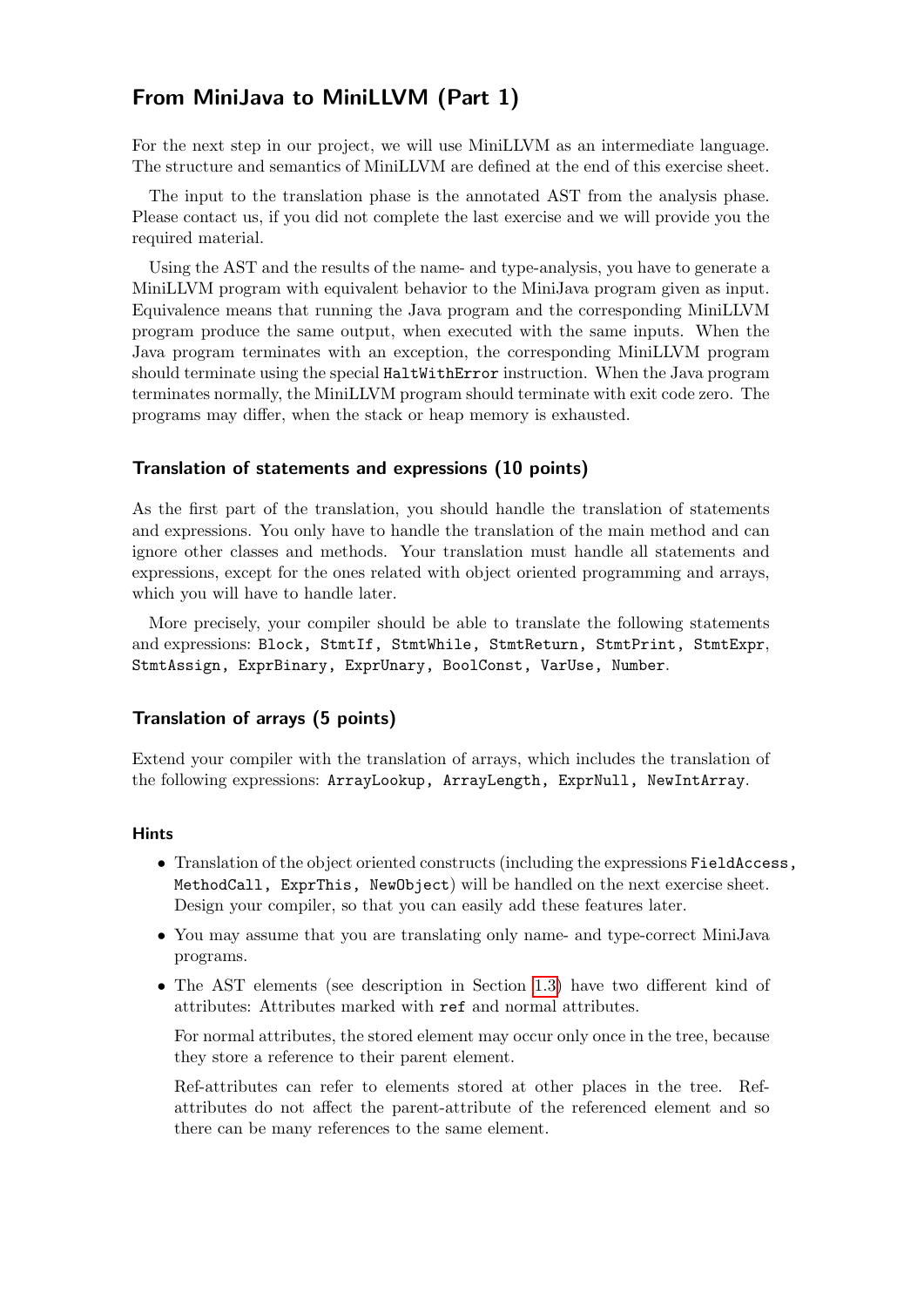## From MiniJava to MiniLLVM (Part 1)

For the next step in our project, we will use MiniLLVM as an intermediate language. The structure and semantics of MiniLLVM are defined at the end of this exercise sheet.

The input to the translation phase is the annotated AST from the analysis phase. Please contact us, if you did not complete the last exercise and we will provide you the required material.

Using the AST and the results of the name- and type-analysis, you have to generate a MiniLLVM program with equivalent behavior to the MiniJava program given as input. Equivalence means that running the Java program and the corresponding MiniLLVM program produce the same output, when executed with the same inputs. When the Java program terminates with an exception, the corresponding MiniLLVM program should terminate using the special `HaltWithError` instruction. When the Java program terminates normally, the MiniLLVM program should terminate with exit code zero. The programs may differ, when the stack or heap memory is exhausted.

### Translation of statements and expressions (10 points)

As the first part of the translation, you should handle the translation of statements and expressions. You only have to handle the translation of the main method and can ignore other classes and methods. Your translation must handle all statements and expressions, except for the ones related with object oriented programming and arrays, which you will have to handle later.

More precisely, your compiler should be able to translate the following statements and expressions: `Block, StmtIf, StmtWhile, StmtReturn, StmtPrint, StmtExpr, StmtAssign, ExprBinary, ExprUnary, BoolConst, VarUse, Number`.

### Translation of arrays (5 points)

Extend your compiler with the translation of arrays, which includes the translation of the following expressions: `ArrayLookup, ArrayLength, ExprNull, NewIntArray`.

#### Hints

- Translation of the object oriented constructs (including the expressions `FieldAccess, MethodCall, ExprThis, NewObject`) will be handled on the next exercise sheet. Design your compiler, so that you can easily add these features later.
- You may assume that you are translating only name- and type-correct MiniJava programs.
- The AST elements (see description in Section 1.3) have two different kind of attributes: Attributes marked with `ref` and normal attributes.

  For normal attributes, the stored element may occur only once in the tree, because they store a reference to their parent element.

  Ref-attributes can refer to elements stored at other places in the tree. Ref-attributes do not affect the parent-attribute of the referenced element and so there can be many references to the same element.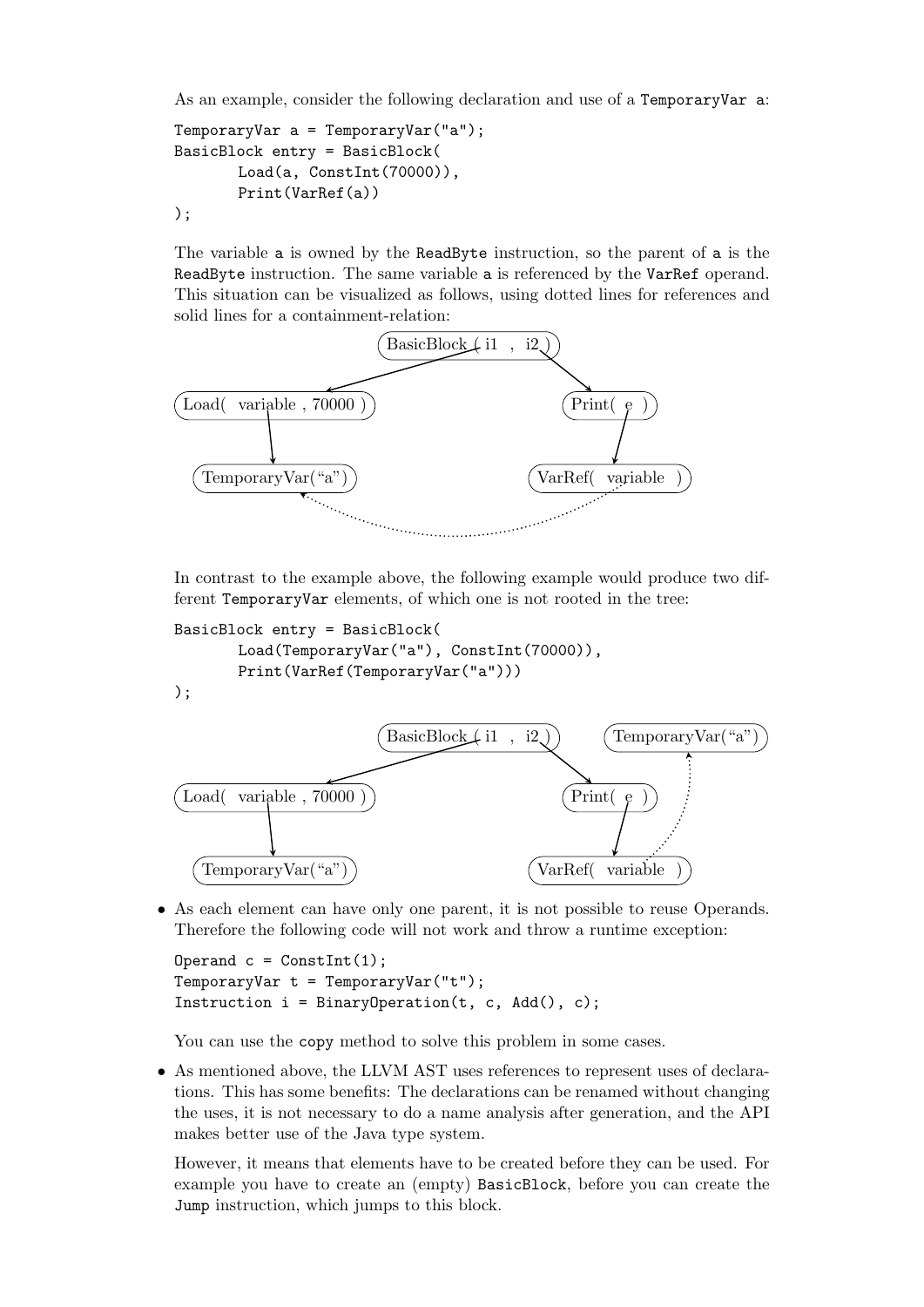As an example, consider the following declaration and use of a `TemporaryVar a`:

```
TemporaryVar a = TemporaryVar("a");
BasicBlock entry = BasicBlock(
       Load(a, ConstInt(70000)),
       Print(VarRef(a))
);
```

The variable `a` is owned by the `ReadByte` instruction, so the parent of `a` is the `ReadByte` instruction. The same variable `a` is referenced by the `VarRef` operand. This situation can be visualized as follows, using dotted lines for references and solid lines for a containment-relation:

BasicBlock ( i1 , i2 )
Load( variable , 70000 )
Print( e )
TemporaryVar(“a”)
VarRef( variable )

In contrast to the example above, the following example would produce two different `TemporaryVar` elements, of which one is not rooted in the tree:

```
BasicBlock entry = BasicBlock(
       Load(TemporaryVar("a"), ConstInt(70000)),
       Print(VarRef(TemporaryVar("a")))
);
```

BasicBlock ( i1 , i2 )
TemporaryVar(“a”)
Load( variable , 70000 )
Print( e )
TemporaryVar(“a”)
VarRef( variable )

- As each element can have only one parent, it is not possible to reuse Operands. Therefore the following code will not work and throw a runtime exception:

  ```
  Operand c = ConstInt(1);
  TemporaryVar t = TemporaryVar("t");
  Instruction i = BinaryOperation(t, c, Add(), c);
  ```

  You can use the `copy` method to solve this problem in some cases.

- As mentioned above, the LLVM AST uses references to represent uses of declarations. This has some benefits: The declarations can be renamed without changing the uses, it is not necessary to do a name analysis after generation, and the API makes better use of the Java type system.

  However, it means that elements have to be created before they can be used. For example you have to create an (empty) `BasicBlock`, before you can create the `Jump` instruction, which jumps to this block.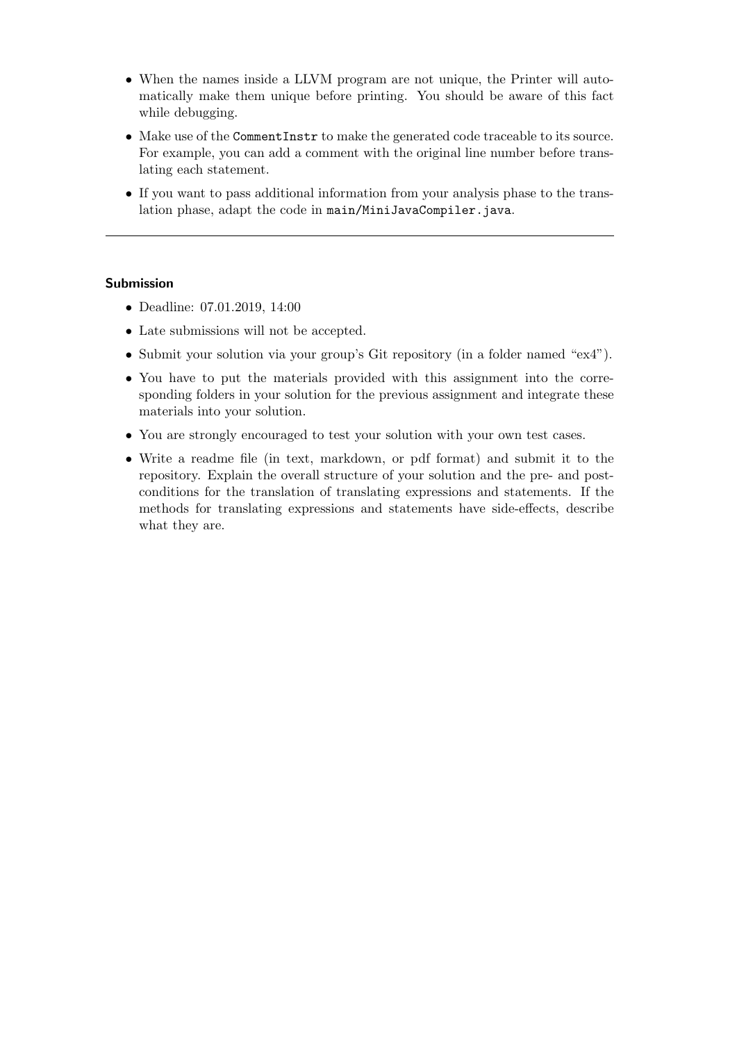- When the names inside a LLVM program are not unique, the Printer will automatically make them unique before printing. You should be aware of this fact while debugging.
- Make use of the `CommentInstr` to make the generated code traceable to its source. For example, you can add a comment with the original line number before translating each statement.
- If you want to pass additional information from your analysis phase to the translation phase, adapt the code in `main/MiniJavaCompiler.java`.

---

### Submission

- Deadline: 07.01.2019, 14:00
- Late submissions will not be accepted.
- Submit your solution via your group's Git repository (in a folder named "ex4").
- You have to put the materials provided with this assignment into the corresponding folders in your solution for the previous assignment and integrate these materials into your solution.
- You are strongly encouraged to test your solution with your own test cases.
- Write a readme file (in text, markdown, or pdf format) and submit it to the repository. Explain the overall structure of your solution and the pre- and postconditions for the translation of translating expressions and statements. If the methods for translating expressions and statements have side-effects, describe what they are.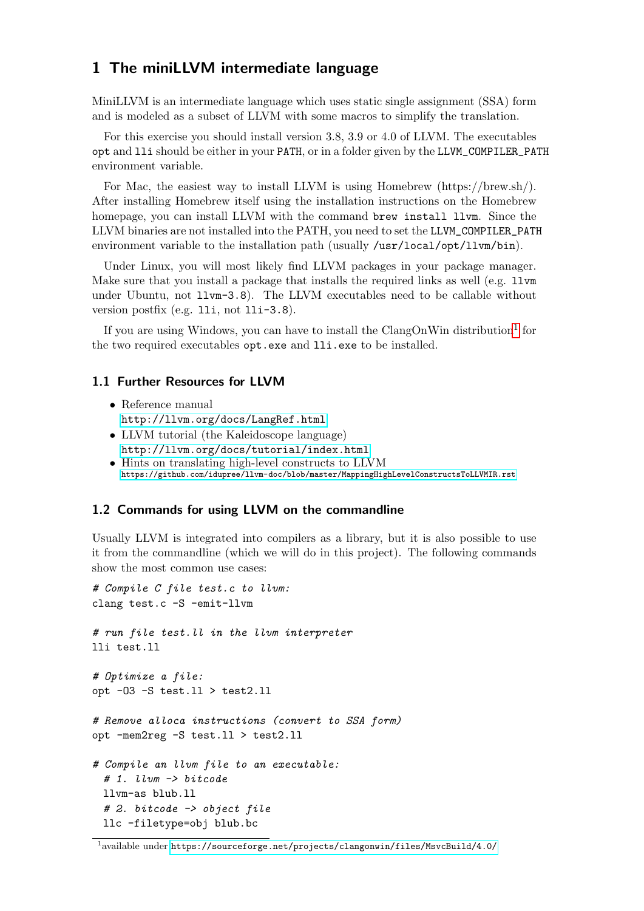# 1 The miniLLVM intermediate language

MiniLLVM is an intermediate language which uses static single assignment (SSA) form and is modeled as a subset of LLVM with some macros to simplify the translation.

For this exercise you should install version 3.8, 3.9 or 4.0 of LLVM. The executables `opt` and `lli` should be either in your `PATH`, or in a folder given by the `LLVM_COMPILER_PATH` environment variable.

For Mac, the easiest way to install LLVM is using Homebrew (https://brew.sh/). After installing Homebrew itself using the installation instructions on the Homebrew homepage, you can install LLVM with the command `brew install llvm`. Since the LLVM binaries are not installed into the PATH, you need to set the `LLVM_COMPILER_PATH` environment variable to the installation path (usually `/usr/local/opt/llvm/bin`).

Under Linux, you will most likely find LLVM packages in your package manager. Make sure that you install a package that installs the required links as well (e.g. `llvm` under Ubuntu, not `llvm-3.8`). The LLVM executables need to be callable without version postfix (e.g. `lli`, not `lli-3.8`).

If you are using Windows, you can have to install the ClangOnWin distribution[1] for the two required executables `opt.exe` and `lli.exe` to be installed.

## 1.1 Further Resources for LLVM

- Reference manual
  http://llvm.org/docs/LangRef.html
- LLVM tutorial (the Kaleidoscope language)
  http://llvm.org/docs/tutorial/index.html
- Hints on translating high-level constructs to LLVM
  https://github.com/idupree/llvm-doc/blob/master/MappingHighLevelConstructsToLLVMIR.rst

## 1.2 Commands for using LLVM on the commandline

Usually LLVM is integrated into compilers as a library, but it is also possible to use it from the commandline (which we will do in this project). The following commands show the most common use cases:

```
# Compile C file test.c to llvm:
clang test.c -S -emit-llvm

# run file test.ll in the llvm interpreter
lli test.ll

# Optimize a file:
opt -O3 -S test.ll > test2.ll

# Remove alloca instructions (convert to SSA form)
opt -mem2reg -S test.ll > test2.ll

# Compile an llvm file to an executable:
  # 1. llvm -> bitcode
  llvm-as blub.ll
  # 2. bitcode -> object file
  llc -filetype=obj blub.bc
```

[1] available under https://sourceforge.net/projects/clangonwin/files/MsvcBuild/4.0/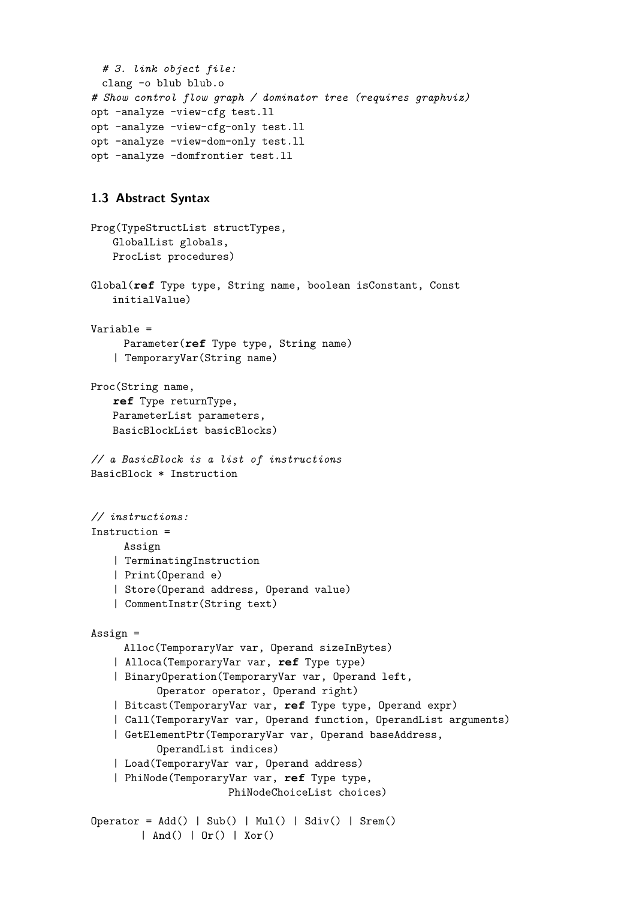```
  # 3. link object file:
  clang -o blub blub.o
# Show control flow graph / dominator tree (requires graphviz)
opt -analyze -view-cfg test.ll
opt -analyze -view-cfg-only test.ll
opt -analyze -view-dom-only test.ll
opt -analyze -domfrontier test.ll
```

### 1.3 Abstract Syntax

```
Prog(TypeStructList structTypes,
    GlobalList globals,
    ProcList procedures)

Global(ref Type type, String name, boolean isConstant, Const
    initialValue)

Variable =
      Parameter(ref Type type, String name)
    | TemporaryVar(String name)

Proc(String name,
    ref Type returnType,
    ParameterList parameters,
    BasicBlockList basicBlocks)

// a BasicBlock is a list of instructions
BasicBlock * Instruction


// instructions:
Instruction =
      Assign
    | TerminatingInstruction
    | Print(Operand e)
    | Store(Operand address, Operand value)
    | CommentInstr(String text)

Assign =
      Alloc(TemporaryVar var, Operand sizeInBytes)
    | Alloca(TemporaryVar var, ref Type type)
    | BinaryOperation(TemporaryVar var, Operand left,
           Operator operator, Operand right)
    | Bitcast(TemporaryVar var, ref Type type, Operand expr)
    | Call(TemporaryVar var, Operand function, OperandList arguments)
    | GetElementPtr(TemporaryVar var, Operand baseAddress,
           OperandList indices)
    | Load(TemporaryVar var, Operand address)
    | PhiNode(TemporaryVar var, ref Type type,
                     PhiNodeChoiceList choices)

Operator = Add() | Sub() | Mul() | Sdiv() | Srem()
        | And() | Or() | Xor()
```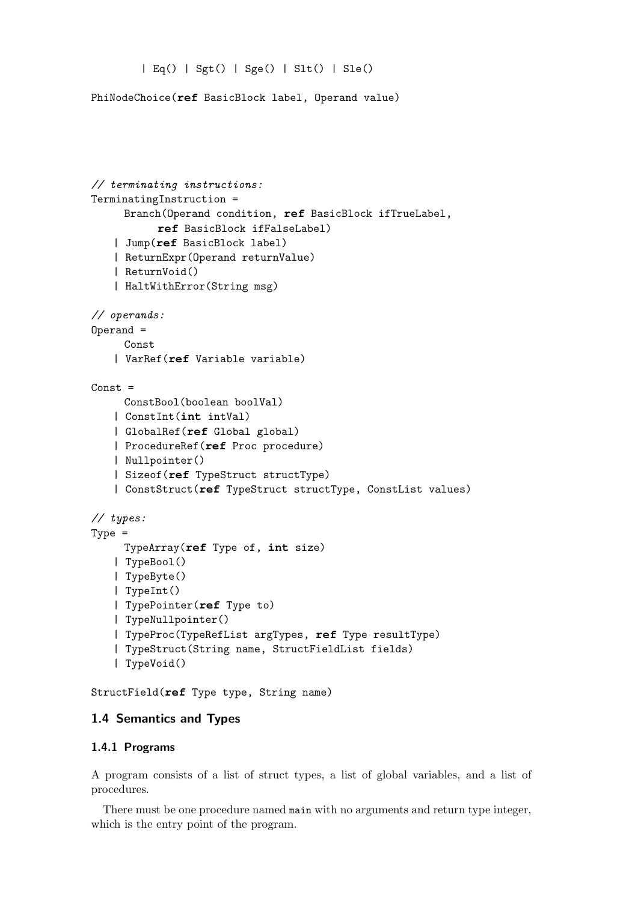```
        | Eq() | Sgt() | Sge() | Slt() | Sle()

PhiNodeChoice(ref BasicBlock label, Operand value)




// terminating instructions:
TerminatingInstruction =
      Branch(Operand condition, ref BasicBlock ifTrueLabel,
           ref BasicBlock ifFalseLabel)
    | Jump(ref BasicBlock label)
    | ReturnExpr(Operand returnValue)
    | ReturnVoid()
    | HaltWithError(String msg)

// operands:
Operand =
      Const
    | VarRef(ref Variable variable)

Const =
      ConstBool(boolean boolVal)
    | ConstInt(int intVal)
    | GlobalRef(ref Global global)
    | ProcedureRef(ref Proc procedure)
    | Nullpointer()
    | Sizeof(ref TypeStruct structType)
    | ConstStruct(ref TypeStruct structType, ConstList values)

// types:
Type =
      TypeArray(ref Type of, int size)
    | TypeBool()
    | TypeByte()
    | TypeInt()
    | TypePointer(ref Type to)
    | TypeNullpointer()
    | TypeProc(TypeRefList argTypes, ref Type resultType)
    | TypeStruct(String name, StructFieldList fields)
    | TypeVoid()

StructField(ref Type type, String name)
```

### 1.4 Semantics and Types

#### 1.4.1 Programs

A program consists of a list of struct types, a list of global variables, and a list of procedures.

There must be one procedure named `main` with no arguments and return type integer, which is the entry point of the program.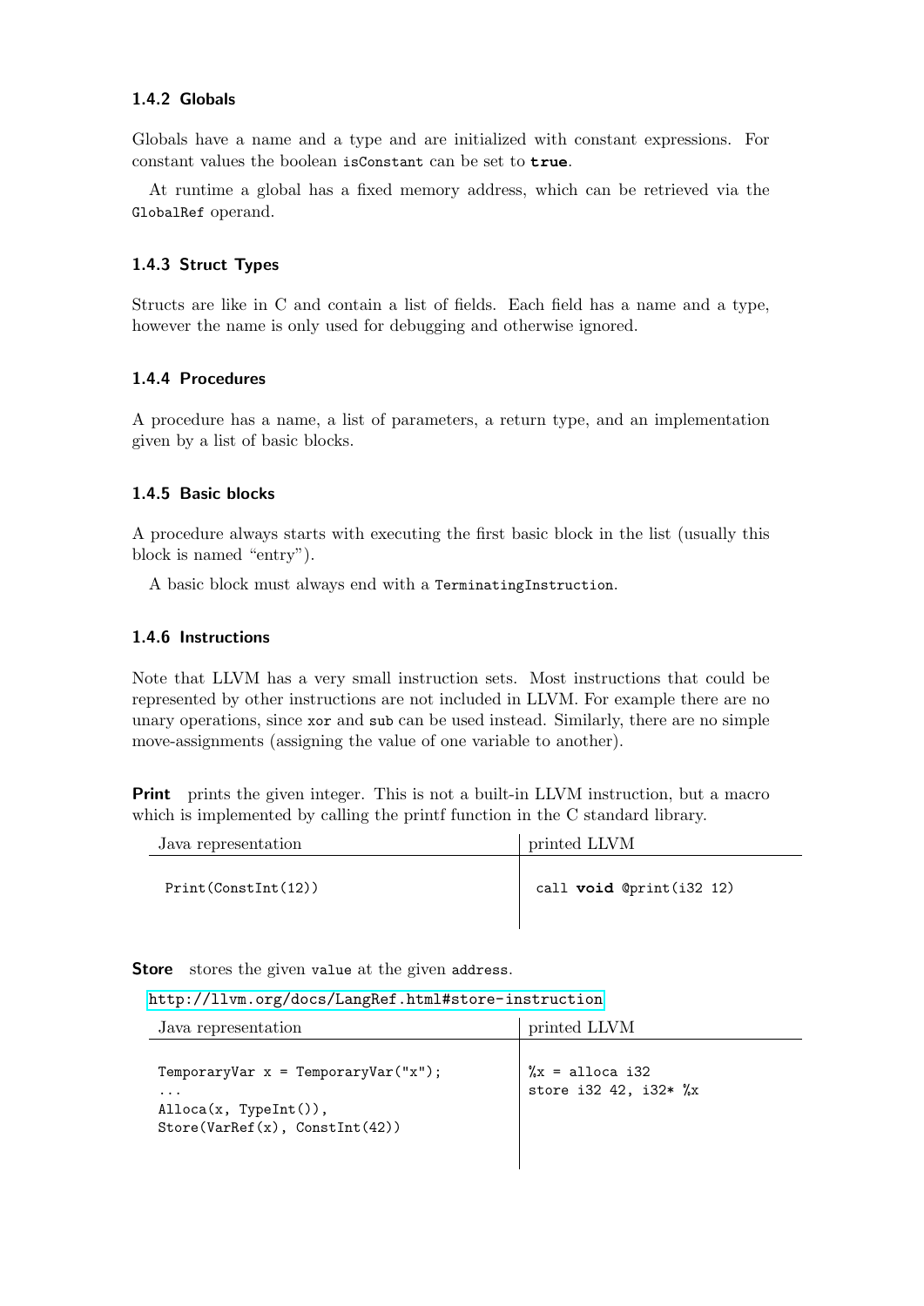### 1.4.2 Globals

Globals have a name and a type and are initialized with constant expressions. For constant values the boolean `isConstant` can be set to **`true`**.

At runtime a global has a fixed memory address, which can be retrieved via the `GlobalRef` operand.

### 1.4.3 Struct Types

Structs are like in C and contain a list of fields. Each field has a name and a type, however the name is only used for debugging and otherwise ignored.

### 1.4.4 Procedures

A procedure has a name, a list of parameters, a return type, and an implementation given by a list of basic blocks.

### 1.4.5 Basic blocks

A procedure always starts with executing the first basic block in the list (usually this block is named "entry").

A basic block must always end with a `TerminatingInstruction`.

### 1.4.6 Instructions

Note that LLVM has a very small instruction sets. Most instructions that could be represented by other instructions are not included in LLVM. For example there are no unary operations, since `xor` and `sub` can be used instead. Similarly, there are no simple move-assignments (assigning the value of one variable to another).

**Print** prints the given integer. This is not a built-in LLVM instruction, but a macro which is implemented by calling the printf function in the C standard library.

| Java representation | printed LLVM |
|---|---|
| `Print(ConstInt(12))` | `call void @print(i32 12)` |

**Store** stores the given `value` at the given `address`.

http://llvm.org/docs/LangRef.html#store-instruction

| Java representation | printed LLVM |
|---|---|
| `TemporaryVar x = TemporaryVar("x");`<br>`...`<br>`Alloca(x, TypeInt()),`<br>`Store(VarRef(x), ConstInt(42))` | `%x = alloca i32`<br>`store i32 42, i32* %x` |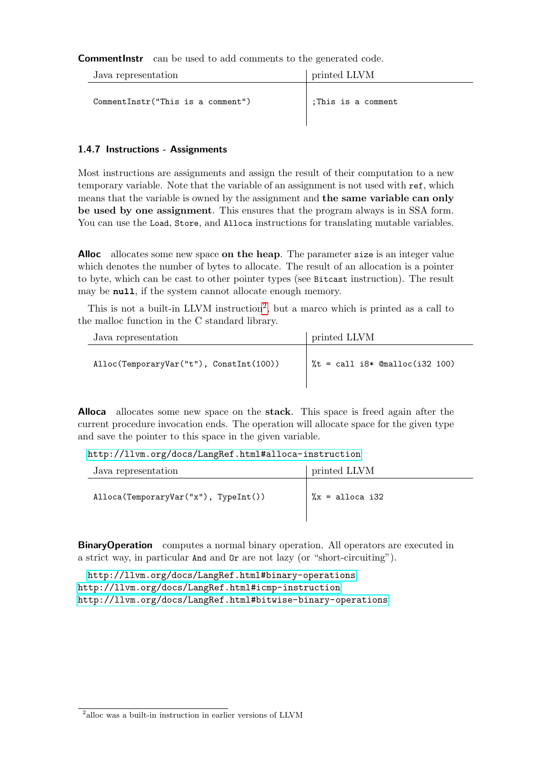**CommentInstr** can be used to add comments to the generated code.

| Java representation | printed LLVM |
|---|---|
| `CommentInstr("This is a comment")` | `;This is a comment` |

### 1.4.7 Instructions - Assignments

Most instructions are assignments and assign the result of their computation to a new temporary variable. Note that the variable of an assignment is not used with `ref`, which means that the variable is owned by the assignment and **the same variable can only be used by one assignment**. This ensures that the program always is in SSA form. You can use the `Load`, `Store`, and `Alloca` instructions for translating mutable variables.

**Alloc** allocates some new space **on the heap**. The parameter `size` is an integer value which denotes the number of bytes to allocate. The result of an allocation is a pointer to byte, which can be cast to other pointer types (see `Bitcast` instruction). The result may be **`null`**, if the system cannot allocate enough memory.

This is not a built-in LLVM instruction[2], but a marco which is printed as a call to the malloc function in the C standard library.

| Java representation | printed LLVM |
|---|---|
| `Alloc(TemporaryVar("t"), ConstInt(100))` | `%t = call i8* @malloc(i32 100)` |

**Alloca** allocates some new space on the **stack**. This space is freed again after the current procedure invocation ends. The operation will allocate space for the given type and save the pointer to this space in the given variable.

http://llvm.org/docs/LangRef.html#alloca-instruction

| Java representation | printed LLVM |
|---|---|
| `Alloca(TemporaryVar("x"), TypeInt())` | `%x = alloca i32` |

**BinaryOperation** computes a normal binary operation. All operators are executed in a strict way, in particular `And` and `Or` are not lazy (or “short-circuiting”).

http://llvm.org/docs/LangRef.html#binary-operations
http://llvm.org/docs/LangRef.html#icmp-instruction
http://llvm.org/docs/LangRef.html#bitwise-binary-operations

[2] alloc was a built-in instruction in earlier versions of LLVM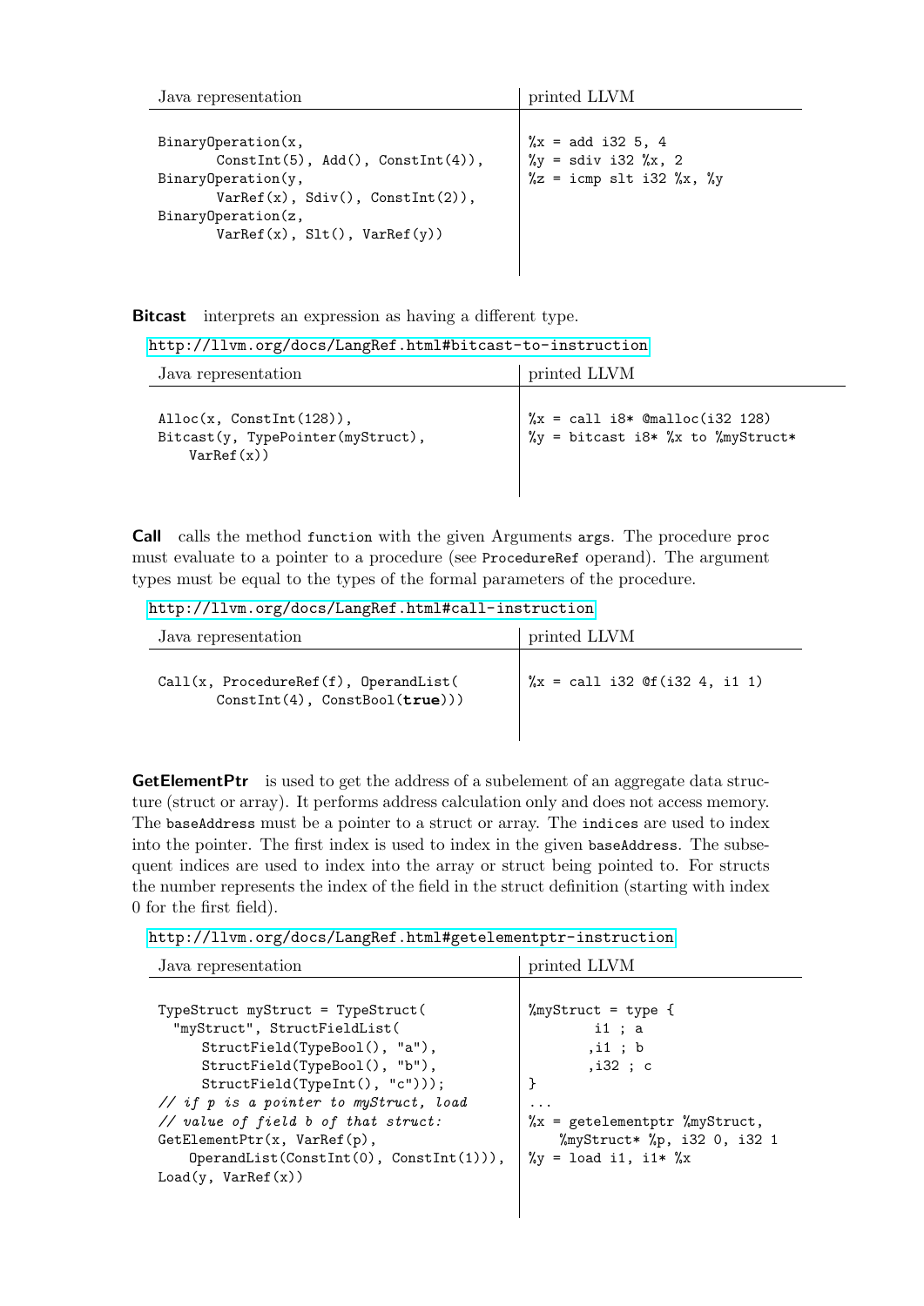| Java representation | printed LLVM |
|---|---|
| `BinaryOperation(x, ConstInt(5), Add(), ConstInt(4)), BinaryOperation(y, VarRef(x), Sdiv(), ConstInt(2)), BinaryOperation(z, VarRef(x), Slt(), VarRef(y))` | `%x = add i32 5, 4` `%y = sdiv i32 %x, 2` `%z = icmp slt i32 %x, %y` |

**Bitcast** interprets an expression as having a different type.

http://llvm.org/docs/LangRef.html#bitcast-to-instruction

| Java representation | printed LLVM |
|---|---|
| `Alloc(x, ConstInt(128)), Bitcast(y, TypePointer(myStruct), VarRef(x))` | `%x = call i8* @malloc(i32 128)` `%y = bitcast i8* %x to %myStruct*` |

**Call** calls the method `function` with the given Arguments `args`. The procedure `proc` must evaluate to a pointer to a procedure (see `ProcedureRef` operand). The argument types must be equal to the types of the formal parameters of the procedure.

http://llvm.org/docs/LangRef.html#call-instruction

| Java representation | printed LLVM |
|---|---|
| `Call(x, ProcedureRef(f), OperandList( ConstInt(4), ConstBool(true)))` | `%x = call i32 @f(i32 4, i1 1)` |

**GetElementPtr** is used to get the address of a subelement of an aggregate data structure (struct or array). It performs address calculation only and does not access memory. The `baseAddress` must be a pointer to a struct or array. The `indices` are used to index into the pointer. The first index is used to index in the given `baseAddress`. The subsequent indices are used to index into the array or struct being pointed to. For structs the number represents the index of the field in the struct definition (starting with index 0 for the first field).

http://llvm.org/docs/LangRef.html#getelementptr-instruction

Java representation:

```
TypeStruct myStruct = TypeStruct(
  "myStruct", StructFieldList(
     StructField(TypeBool(), "a"),
     StructField(TypeBool(), "b"),
     StructField(TypeInt(), "c")));
// if p is a pointer to myStruct, load
// value of field b of that struct:
GetElementPtr(x, VarRef(p),
    OperandList(ConstInt(0), ConstInt(1))),
Load(y, VarRef(x))
```

printed LLVM:

```
%myStruct = type {
        i1 ; a
       ,i1 ; b
       ,i32 ; c
}
...
%x = getelementptr %myStruct,
    %myStruct* %p, i32 0, i32 1
%y = load i1, i1* %x
```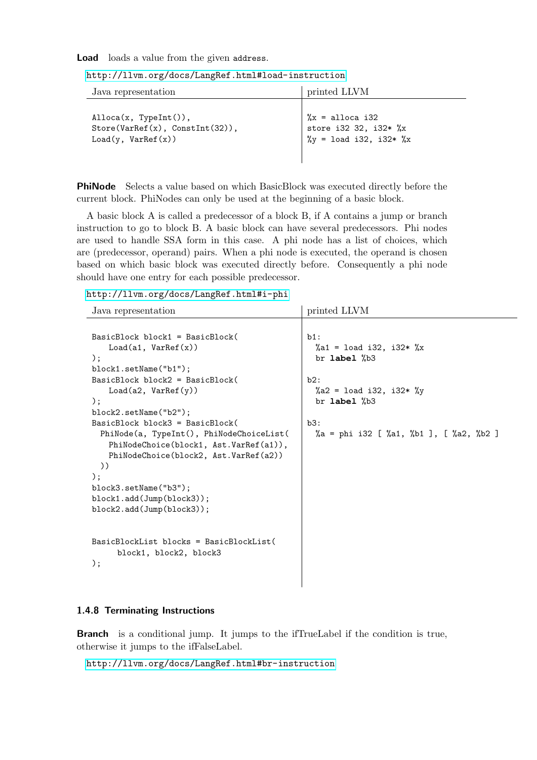**Load** loads a value from the given address.

http://llvm.org/docs/LangRef.html#load-instruction

| Java representation | printed LLVM |
| --- | --- |
| `Alloca(x, TypeInt()),`<br>`Store(VarRef(x), ConstInt(32)),`<br>`Load(y, VarRef(x))` | `%x = alloca i32`<br>`store i32 32, i32* %x`<br>`%y = load i32, i32* %x` |

**PhiNode** Selects a value based on which BasicBlock was executed directly before the current block. PhiNodes can only be used at the beginning of a basic block.

A basic block A is called a predecessor of a block B, if A contains a jump or branch instruction to go to block B. A basic block can have several predecessors. Phi nodes are used to handle SSA form in this case. A phi node has a list of choices, which are (predecessor, operand) pairs. When a phi node is executed, the operand is chosen based on which basic block was executed directly before. Consequently a phi node should have one entry for each possible predecessor.

http://llvm.org/docs/LangRef.html#i-phi

Java representation:

```
BasicBlock block1 = BasicBlock(
    Load(a1, VarRef(x))
);
block1.setName("b1");
BasicBlock block2 = BasicBlock(
    Load(a2, VarRef(y))
);
block2.setName("b2");
BasicBlock block3 = BasicBlock(
  PhiNode(a, TypeInt(), PhiNodeChoiceList(
    PhiNodeChoice(block1, Ast.VarRef(a1)),
    PhiNodeChoice(block2, Ast.VarRef(a2))
  ))
);
block3.setName("b3");
block1.add(Jump(block3));
block2.add(Jump(block3));


BasicBlockList blocks = BasicBlockList(
     block1, block2, block3
);
```

printed LLVM:

```
b1:
  %a1 = load i32, i32* %x
  br label %b3

b2:
  %a2 = load i32, i32* %y
  br label %b3

b3:
  %a = phi i32 [ %a1, %b1 ], [ %a2, %b2 ]
```

### 1.4.8 Terminating Instructions

**Branch** is a conditional jump. It jumps to the ifTrueLabel if the condition is true, otherwise it jumps to the ifFalseLabel.

http://llvm.org/docs/LangRef.html#br-instruction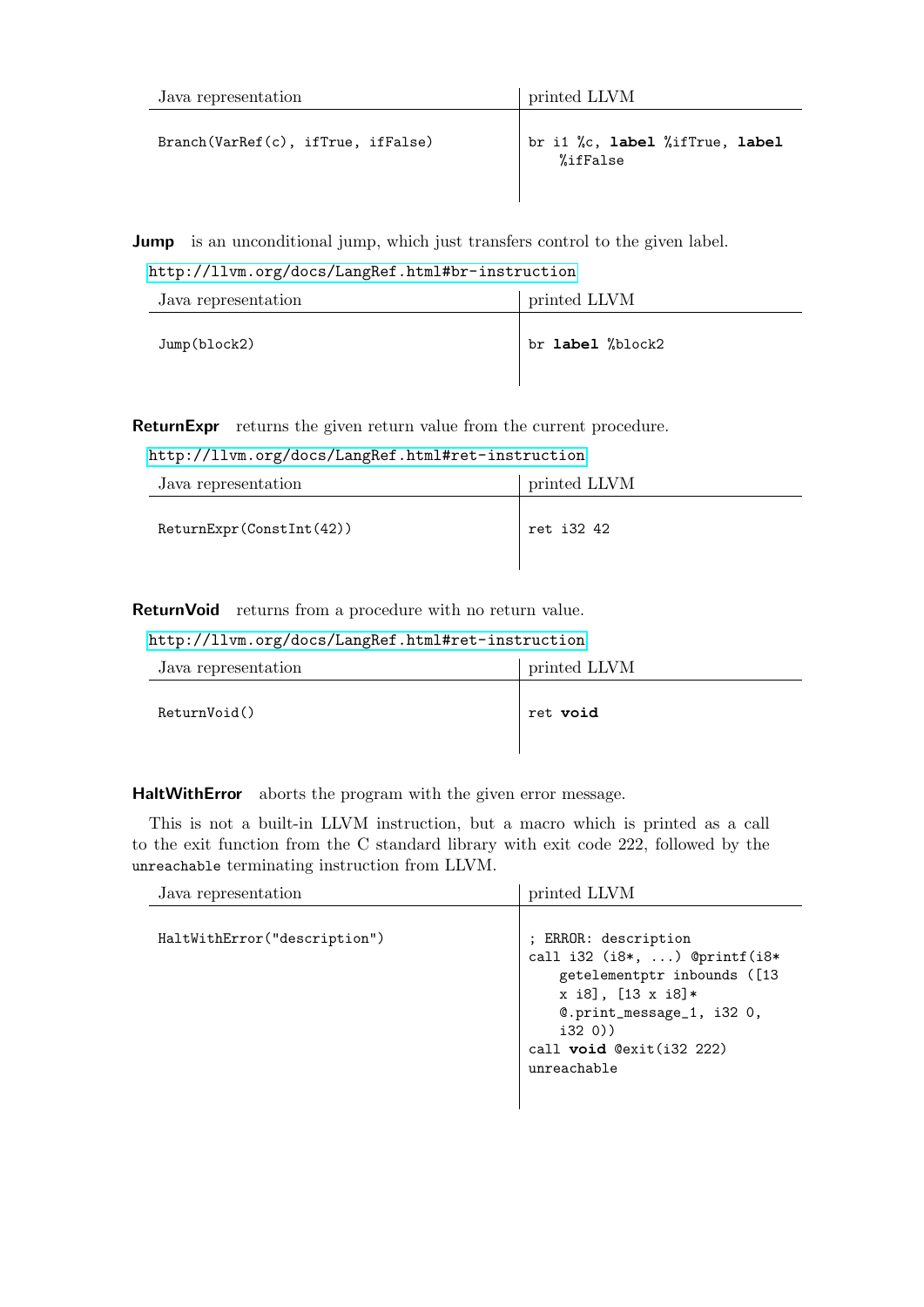| Java representation | printed LLVM |
|---|---|
| `Branch(VarRef(c), ifTrue, ifFalse)` | `br i1 %c, label %ifTrue, label %ifFalse` |

**Jump** is an unconditional jump, which just transfers control to the given label.

http://llvm.org/docs/LangRef.html#br-instruction

| Java representation | printed LLVM |
|---|---|
| `Jump(block2)` | `br label %block2` |

**ReturnExpr** returns the given return value from the current procedure.

http://llvm.org/docs/LangRef.html#ret-instruction

| Java representation | printed LLVM |
|---|---|
| `ReturnExpr(ConstInt(42))` | `ret i32 42` |

**ReturnVoid** returns from a procedure with no return value.

http://llvm.org/docs/LangRef.html#ret-instruction

| Java representation | printed LLVM |
|---|---|
| `ReturnVoid()` | `ret void` |

**HaltWithError** aborts the program with the given error message.

This is not a built-in LLVM instruction, but a macro which is printed as a call to the exit function from the C standard library with exit code 222, followed by the `unreachable` terminating instruction from LLVM.

| Java representation | printed LLVM |
|---|---|
| `HaltWithError("description")` | `; ERROR: description` <br> `call i32 (i8*, ...) @printf(i8* getelementptr inbounds ([13 x i8], [13 x i8]* @.print_message_1, i32 0, i32 0))` <br> `call void @exit(i32 222)` <br> `unreachable` |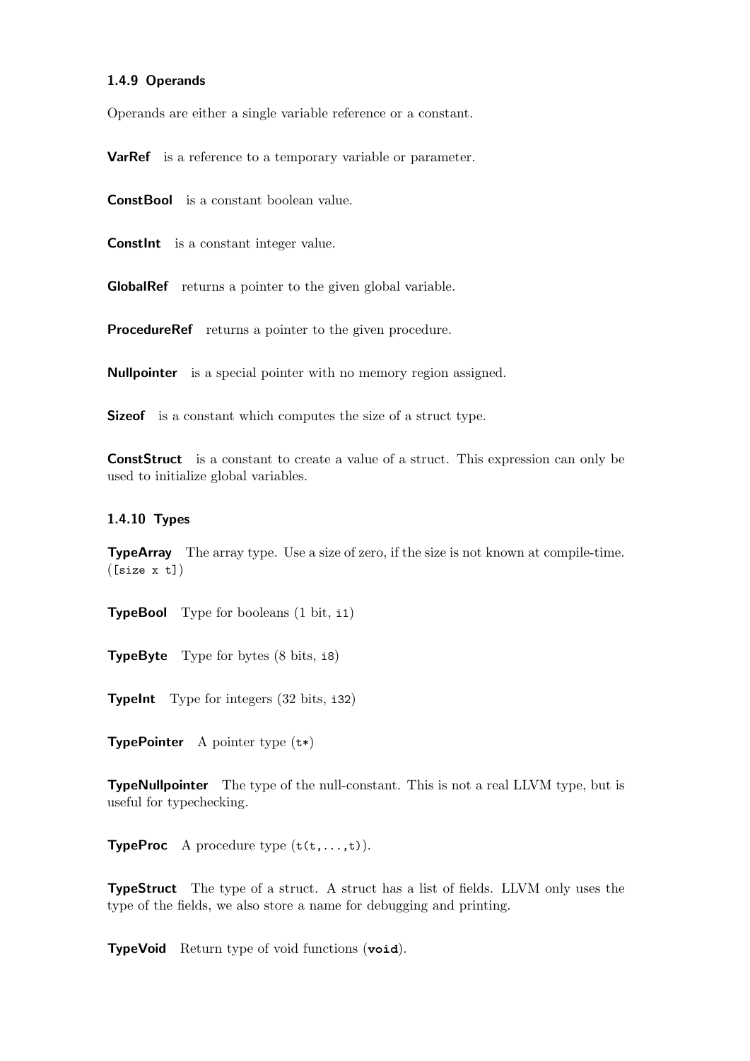### 1.4.9 Operands

Operands are either a single variable reference or a constant.

**VarRef** is a reference to a temporary variable or parameter.

**ConstBool** is a constant boolean value.

**ConstInt** is a constant integer value.

**GlobalRef** returns a pointer to the given global variable.

**ProcedureRef** returns a pointer to the given procedure.

**Nullpointer** is a special pointer with no memory region assigned.

**Sizeof** is a constant which computes the size of a struct type.

**ConstStruct** is a constant to create a value of a struct. This expression can only be used to initialize global variables.

### 1.4.10 Types

**TypeArray** The array type. Use a size of zero, if the size is not known at compile-time. (`[size x t]`)

**TypeBool** Type for booleans (1 bit, `i1`)

**TypeByte** Type for bytes (8 bits, `i8`)

**TypeInt** Type for integers (32 bits, `i32`)

**TypePointer** A pointer type (`t*`)

**TypeNullpointer** The type of the null-constant. This is not a real LLVM type, but is useful for typechecking.

**TypeProc** A procedure type (`t(t,...,t)`).

**TypeStruct** The type of a struct. A struct has a list of fields. LLVM only uses the type of the fields, we also store a name for debugging and printing.

**TypeVoid** Return type of void functions (**`void`**).